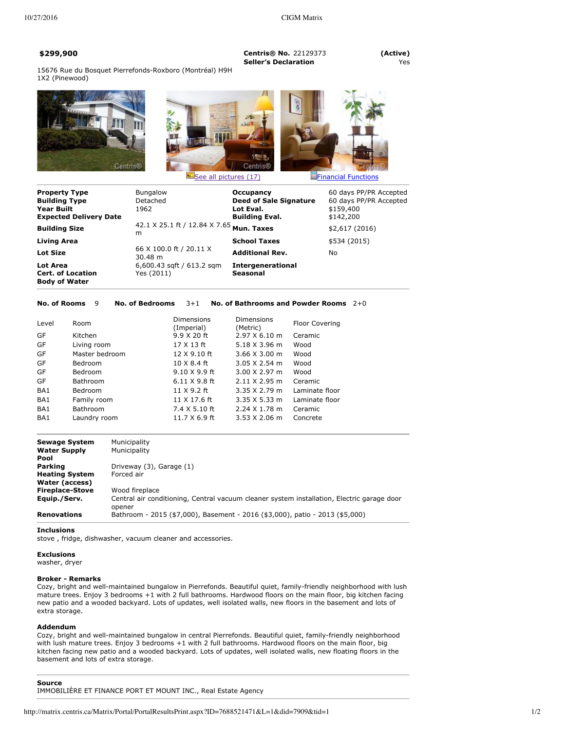**$299,900**

**Centris® No.** 22129373 **(Active)**
**Seller's Declaration** Yes

15676 Rue du Bosquet Pierrefonds-Roxboro (Montréal) H9H 1X2 (Pinewood)

See all pictures (17) | Financial Functions

| | | | |
|---|---|---|---|
| **Property Type** | Bungalow | **Occupancy** | 60 days PP/PR Accepted |
| **Building Type** | Detached | **Deed of Sale Signature** | 60 days PP/PR Accepted |
| **Year Built** | 1962 | **Lot Eval.** | $159,400 |
| **Expected Delivery Date** | | **Building Eval.** | $142,200 |
| **Building Size** | 42.1 X 25.1 ft / 12.84 X 7.65 m | **Mun. Taxes** | $2,617 (2016) |
| **Living Area** | | **School Taxes** | $534 (2015) |
| **Lot Size** | 66 X 100.0 ft / 20.11 X 30.48 m | **Additional Rev.** | No |
| **Lot Area** | 6,600.43 sqft / 613.2 sqm | **Intergenerational** | |
| **Cert. of Location** | Yes (2011) | **Seasonal** | |
| **Body of Water** | | | |

**No. of Rooms** 9 **No. of Bedrooms** 3+1 **No. of Bathrooms and Powder Rooms** 2+0

| Level | Room | Dimensions (Imperial) | Dimensions (Metric) | Floor Covering |
|---|---|---|---|---|
| GF | Kitchen | 9.9 X 20 ft | 2.97 X 6.10 m | Ceramic |
| GF | Living room | 17 X 13 ft | 5.18 X 3.96 m | Wood |
| GF | Master bedroom | 12 X 9.10 ft | 3.66 X 3.00 m | Wood |
| GF | Bedroom | 10 X 8.4 ft | 3.05 X 2.54 m | Wood |
| GF | Bedroom | 9.10 X 9.9 ft | 3.00 X 2.97 m | Wood |
| GF | Bathroom | 6.11 X 9.8 ft | 2.11 X 2.95 m | Ceramic |
| BA1 | Bedroom | 11 X 9.2 ft | 3.35 X 2.79 m | Laminate floor |
| BA1 | Family room | 11 X 17.6 ft | 3.35 X 5.33 m | Laminate floor |
| BA1 | Bathroom | 7.4 X 5.10 ft | 2.24 X 1.78 m | Ceramic |
| BA1 | Laundry room | 11.7 X 6.9 ft | 3.53 X 2.06 m | Concrete |

| | |
|---|---|
| **Sewage System** | Municipality |
| **Water Supply** | Municipality |
| **Pool** | |
| **Parking** | Driveway (3), Garage (1) |
| **Heating System** | Forced air |
| **Water (access)** | |
| **Fireplace-Stove** | Wood fireplace |
| **Equip./Serv.** | Central air conditioning, Central vacuum cleaner system installation, Electric garage door opener |
| **Renovations** | Bathroom - 2015 ($7,000), Basement - 2016 ($3,000), patio - 2013 ($5,000) |

**Inclusions**
stove , fridge, dishwasher, vacuum cleaner and accessories.

**Exclusions**
washer, dryer

**Broker - Remarks**
Cozy, bright and well-maintained bungalow in Pierrefonds. Beautiful quiet, family-friendly neighborhood with lush mature trees. Enjoy 3 bedrooms +1 with 2 full bathrooms. Hardwood floors on the main floor, big kitchen facing new patio and a wooded backyard. Lots of updates, well isolated walls, new floors in the basement and lots of extra storage.

**Addendum**
Cozy, bright and well-maintained bungalow in central Pierrefonds. Beautiful quiet, family-friendly neighborhood with lush mature trees. Enjoy 3 bedrooms +1 with 2 full bathrooms. Hardwood floors on the main floor, big kitchen facing new patio and a wooded backyard. Lots of updates, well isolated walls, new floating floors in the basement and lots of extra storage.

**Source**
IMMOBILIÈRE ET FINANCE PORT ET MOUNT INC., Real Estate Agency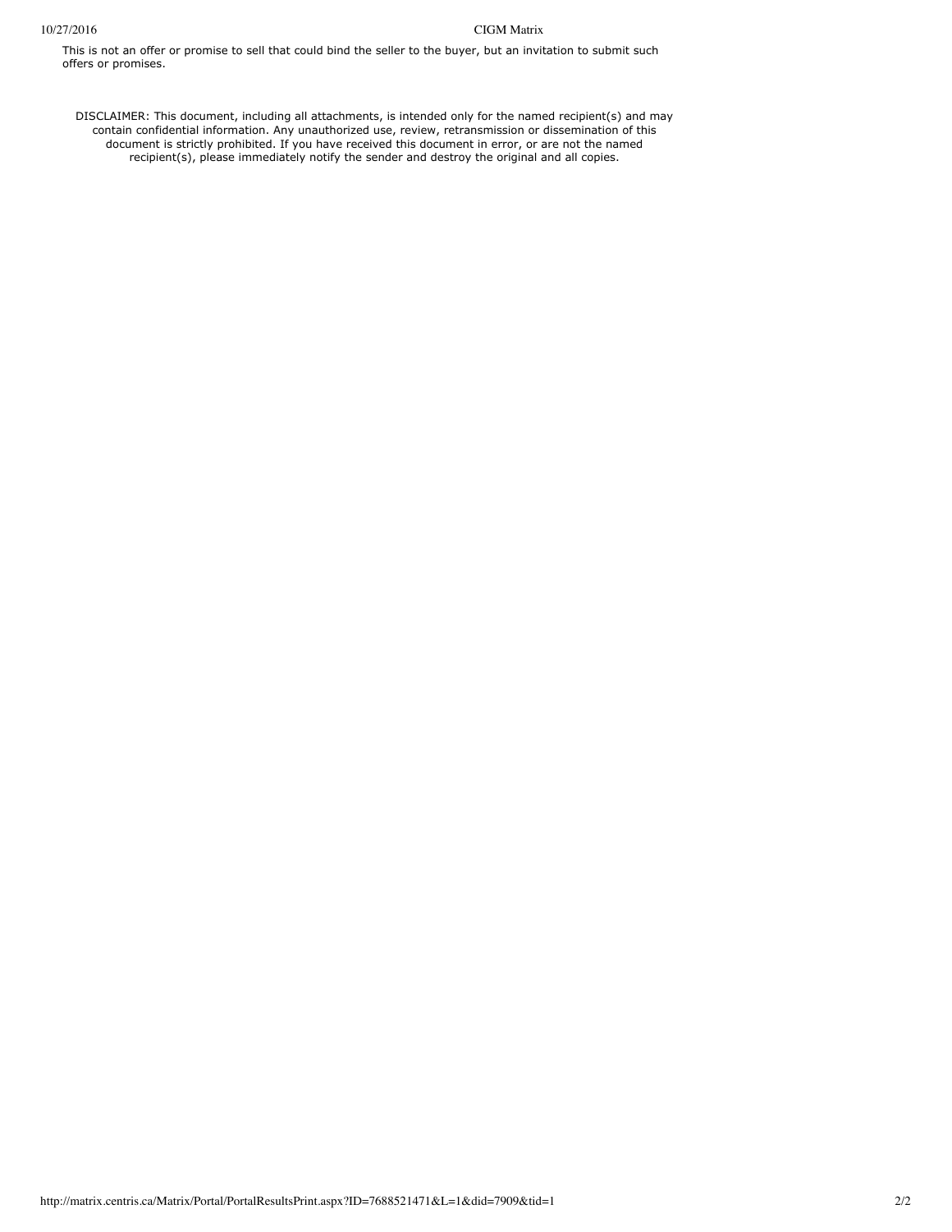This is not an offer or promise to sell that could bind the seller to the buyer, but an invitation to submit such offers or promises.

DISCLAIMER: This document, including all attachments, is intended only for the named recipient(s) and may contain confidential information. Any unauthorized use, review, retransmission or dissemination of this document is strictly prohibited. If you have received this document in error, or are not the named recipient(s), please immediately notify the sender and destroy the original and all copies.